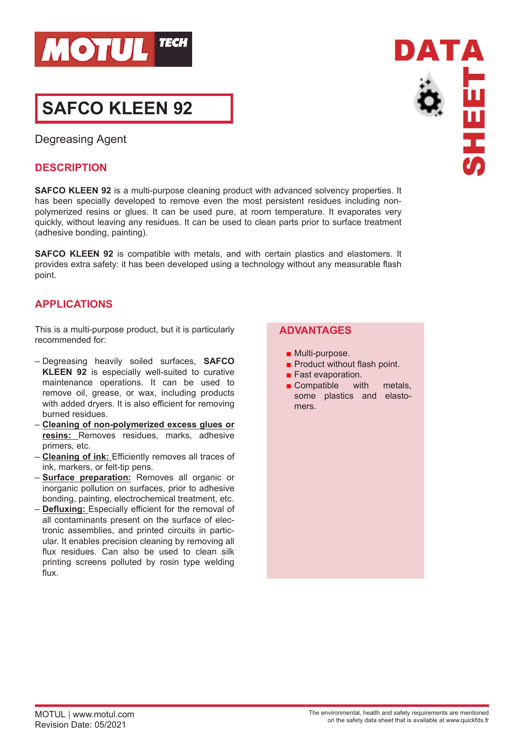# SAFCO KLEEN 92

Degreasing Agent

## DESCRIPTION

**SAFCO KLEEN 92** is a multi-purpose cleaning product with advanced solvency properties. It has been specially developed to remove even the most persistent residues including non-polymerized resins or glues. It can be used pure, at room temperature. It evaporates very quickly, without leaving any residues. It can be used to clean parts prior to surface treatment (adhesive bonding, painting).

**SAFCO KLEEN 92** is compatible with metals, and with certain plastics and elastomers. It provides extra safety: it has been developed using a technology without any measurable flash point.

## APPLICATIONS

This is a multi-purpose product, but it is particularly recommended for:

- Degreasing heavily soiled surfaces, **SAFCO KLEEN 92** is especially well-suited to curative maintenance operations. It can be used to remove oil, grease, or wax, including products with added dryers. It is also efficient for removing burned residues.
- **Cleaning of non-polymerized excess glues or resins:** Removes residues, marks, adhesive primers, etc.
- **Cleaning of ink:** Efficiently removes all traces of ink, markers, or felt-tip pens.
- **Surface preparation:** Removes all organic or inorganic pollution on surfaces, prior to adhesive bonding, painting, electrochemical treatment, etc.
- **Defluxing:** Especially efficient for the removal of all contaminants present on the surface of electronic assemblies, and printed circuits in particular. It enables precision cleaning by removing all flux residues. Can also be used to clean silk printing screens polluted by rosin type welding flux.

## ADVANTAGES

- Multi-purpose.
- Product without flash point.
- Fast evaporation.
- Compatible with metals, some plastics and elastomers.

MOTUL | www.motul.com
Revision Date: 05/2021

The environmental, health and safety requirements are mentioned on the safety data sheet that is available at www.quickfds.fr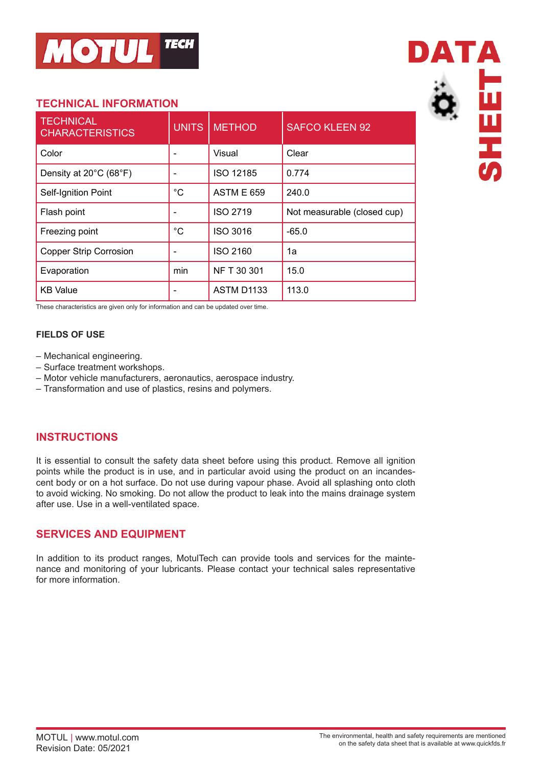## TECHNICAL INFORMATION

| TECHNICAL CHARACTERISTICS | UNITS | METHOD | SAFCO KLEEN 92 |
| --- | --- | --- | --- |
| Color | - | Visual | Clear |
| Density at 20°C (68°F) | - | ISO 12185 | 0.774 |
| Self-Ignition Point | °C | ASTM E 659 | 240.0 |
| Flash point | - | ISO 2719 | Not measurable (closed cup) |
| Freezing point | °C | ISO 3016 | -65.0 |
| Copper Strip Corrosion | - | ISO 2160 | 1a |
| Evaporation | min | NF T 30 301 | 15.0 |
| KB Value | - | ASTM D1133 | 113.0 |

These characteristics are given only for information and can be updated over time.

### FIELDS OF USE

– Mechanical engineering.
– Surface treatment workshops.
– Motor vehicle manufacturers, aeronautics, aerospace industry.
– Transformation and use of plastics, resins and polymers.

## INSTRUCTIONS

It is essential to consult the safety data sheet before using this product. Remove all ignition points while the product is in use, and in particular avoid using the product on an incandescent body or on a hot surface. Do not use during vapour phase. Avoid all splashing onto cloth to avoid wicking. No smoking. Do not allow the product to leak into the mains drainage system after use. Use in a well-ventilated space.

## SERVICES AND EQUIPMENT

In addition to its product ranges, MotulTech can provide tools and services for the maintenance and monitoring of your lubricants. Please contact your technical sales representative for more information.

MOTUL | www.motul.com
Revision Date: 05/2021

The environmental, health and safety requirements are mentioned on the safety data sheet that is available at www.quickfds.fr